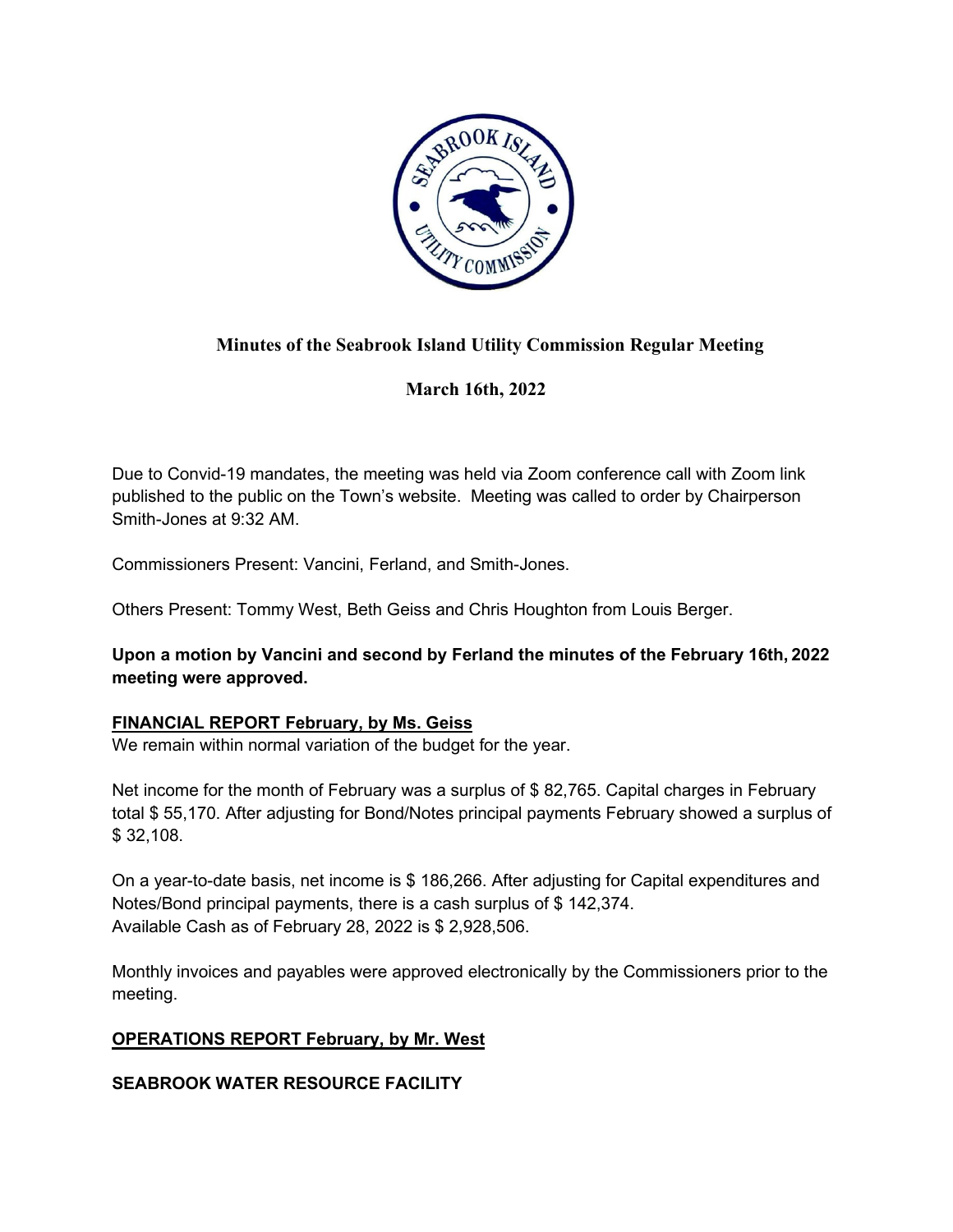# Minutes of the Seabrook Island Utility Commission Regular Meeting

## March 16th, 2022

Due to Convid-19 mandates, the meeting was held via Zoom conference call with Zoom link published to the public on the Town's website. Meeting was called to order by Chairperson Smith-Jones at 9:32 AM.

Commissioners Present: Vancini, Ferland, and Smith-Jones.

Others Present: Tommy West, Beth Geiss and Chris Houghton from Louis Berger.

**Upon a motion by Vancini and second by Ferland the minutes of the February 16th, 2022 meeting were approved.**

**FINANCIAL REPORT February, by Ms. Geiss**

We remain within normal variation of the budget for the year.

Net income for the month of February was a surplus of $ 82,765. Capital charges in February total $ 55,170. After adjusting for Bond/Notes principal payments February showed a surplus of $ 32,108.

On a year-to-date basis, net income is $ 186,266. After adjusting for Capital expenditures and Notes/Bond principal payments, there is a cash surplus of $ 142,374.
Available Cash as of February 28, 2022 is $ 2,928,506.

Monthly invoices and payables were approved electronically by the Commissioners prior to the meeting.

**OPERATIONS REPORT February, by Mr. West**

**SEABROOK WATER RESOURCE FACILITY**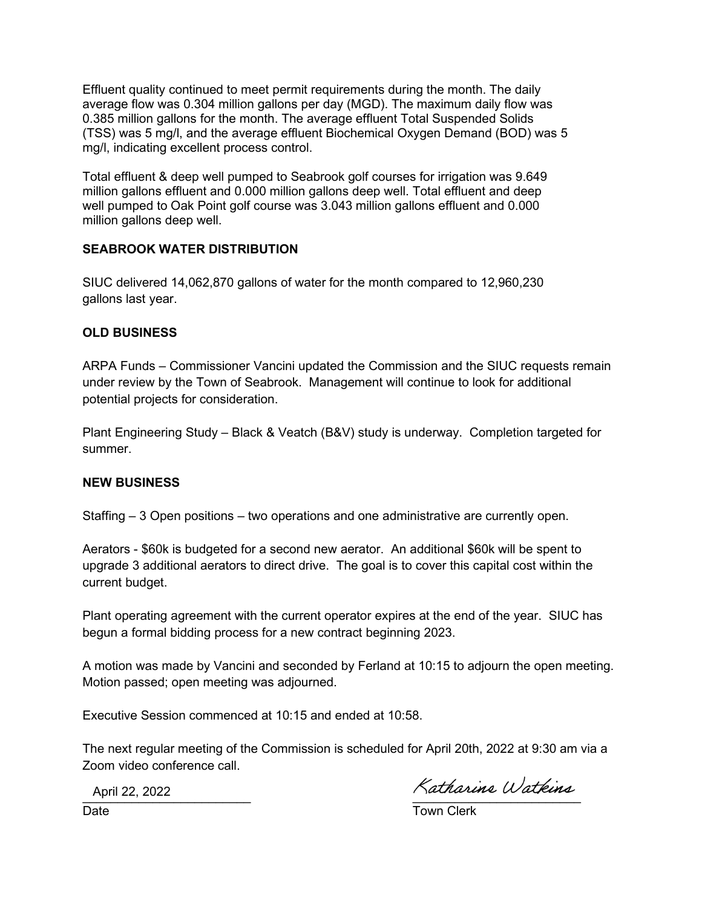Effluent quality continued to meet permit requirements during the month. The daily average flow was 0.304 million gallons per day (MGD). The maximum daily flow was 0.385 million gallons for the month. The average effluent Total Suspended Solids (TSS) was 5 mg/l, and the average effluent Biochemical Oxygen Demand (BOD) was 5 mg/l, indicating excellent process control.

Total effluent & deep well pumped to Seabrook golf courses for irrigation was 9.649 million gallons effluent and 0.000 million gallons deep well. Total effluent and deep well pumped to Oak Point golf course was 3.043 million gallons effluent and 0.000 million gallons deep well.

**SEABROOK WATER DISTRIBUTION**

SIUC delivered 14,062,870 gallons of water for the month compared to 12,960,230 gallons last year.

**OLD BUSINESS**

ARPA Funds – Commissioner Vancini updated the Commission and the SIUC requests remain under review by the Town of Seabrook. Management will continue to look for additional potential projects for consideration.

Plant Engineering Study – Black & Veatch (B&V) study is underway. Completion targeted for summer.

**NEW BUSINESS**

Staffing – 3 Open positions – two operations and one administrative are currently open.

Aerators - $60k is budgeted for a second new aerator. An additional $60k will be spent to upgrade 3 additional aerators to direct drive. The goal is to cover this capital cost within the current budget.

Plant operating agreement with the current operator expires at the end of the year. SIUC has begun a formal bidding process for a new contract beginning 2023.

A motion was made by Vancini and seconded by Ferland at 10:15 to adjourn the open meeting. Motion passed; open meeting was adjourned.

Executive Session commenced at 10:15 and ended at 10:58.

The next regular meeting of the Commission is scheduled for April 20th, 2022 at 9:30 am via a Zoom video conference call.

April 22, 2022
Date

Katharine Watkins
Town Clerk